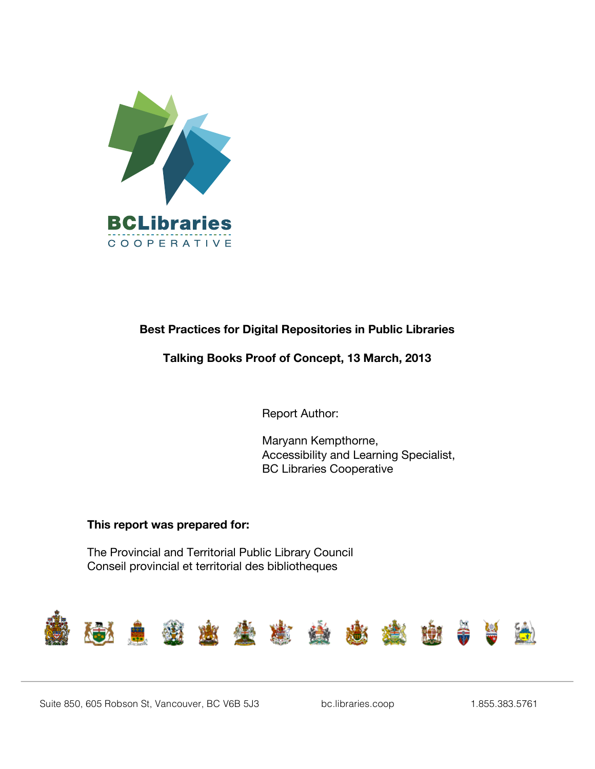BCLibraries

COOPERATIVE

**Best Practices for Digital Repositories in Public Libraries**

**Talking Books Proof of Concept, 13 March, 2013**

Report Author:

Maryann Kempthorne,
Accessibility and Learning Specialist,
BC Libraries Cooperative

**This report was prepared for:**

The Provincial and Territorial Public Library Council
Conseil provincial et territorial des bibliotheques

Suite 850, 605 Robson St, Vancouver, BC V6B 5J3 bc.libraries.coop 1.855.383.5761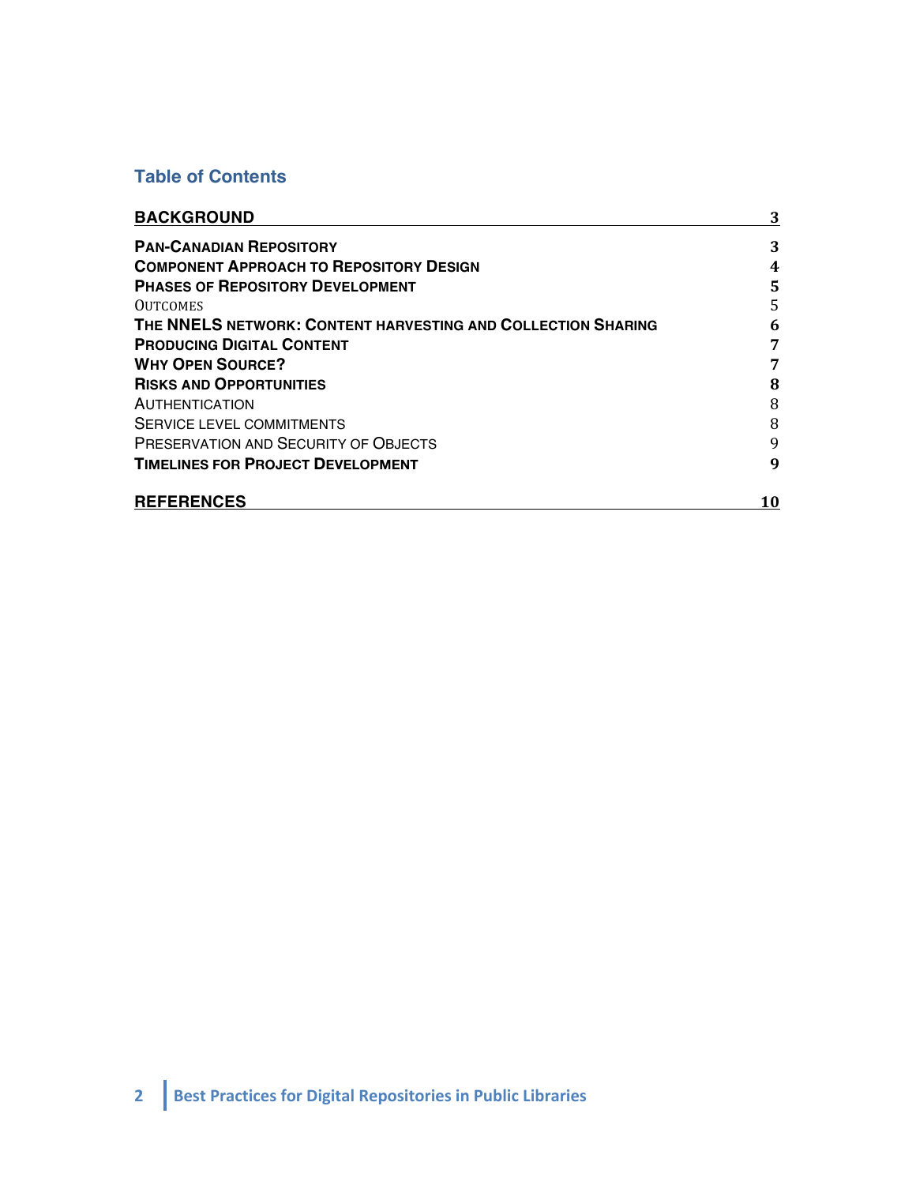## Table of Contents

| | |
|---|---|
| **BACKGROUND** | **3** |
| **PAN-CANADIAN REPOSITORY** | **3** |
| **COMPONENT APPROACH TO REPOSITORY DESIGN** | **4** |
| **PHASES OF REPOSITORY DEVELOPMENT** | **5** |
| OUTCOMES | 5 |
| **THE NNELS NETWORK: CONTENT HARVESTING AND COLLECTION SHARING** | **6** |
| **PRODUCING DIGITAL CONTENT** | **7** |
| **WHY OPEN SOURCE?** | **7** |
| **RISKS AND OPPORTUNITIES** | **8** |
| AUTHENTICATION | 8 |
| SERVICE LEVEL COMMITMENTS | 8 |
| PRESERVATION AND SECURITY OF OBJECTS | 9 |
| **TIMELINES FOR PROJECT DEVELOPMENT** | **9** |
| **REFERENCES** | **10** |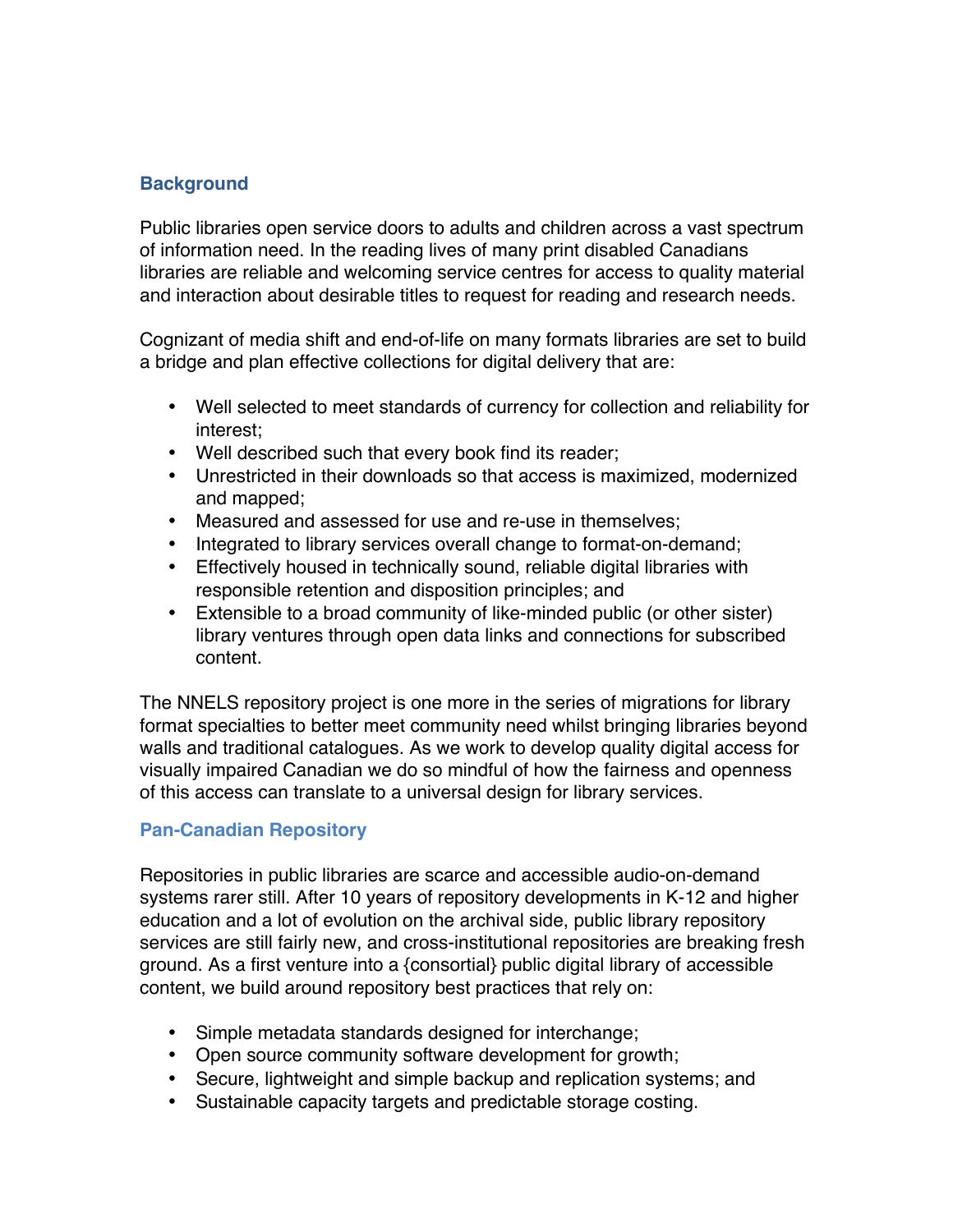## Background

Public libraries open service doors to adults and children across a vast spectrum of information need. In the reading lives of many print disabled Canadians libraries are reliable and welcoming service centres for access to quality material and interaction about desirable titles to request for reading and research needs.

Cognizant of media shift and end-of-life on many formats libraries are set to build a bridge and plan effective collections for digital delivery that are:

- Well selected to meet standards of currency for collection and reliability for interest;
- Well described such that every book find its reader;
- Unrestricted in their downloads so that access is maximized, modernized and mapped;
- Measured and assessed for use and re-use in themselves;
- Integrated to library services overall change to format-on-demand;
- Effectively housed in technically sound, reliable digital libraries with responsible retention and disposition principles; and
- Extensible to a broad community of like-minded public (or other sister) library ventures through open data links and connections for subscribed content.

The NNELS repository project is one more in the series of migrations for library format specialties to better meet community need whilst bringing libraries beyond walls and traditional catalogues. As we work to develop quality digital access for visually impaired Canadian we do so mindful of how the fairness and openness of this access can translate to a universal design for library services.

## Pan-Canadian Repository

Repositories in public libraries are scarce and accessible audio-on-demand systems rarer still. After 10 years of repository developments in K-12 and higher education and a lot of evolution on the archival side, public library repository services are still fairly new, and cross-institutional repositories are breaking fresh ground. As a first venture into a {consortial} public digital library of accessible content, we build around repository best practices that rely on:

- Simple metadata standards designed for interchange;
- Open source community software development for growth;
- Secure, lightweight and simple backup and replication systems; and
- Sustainable capacity targets and predictable storage costing.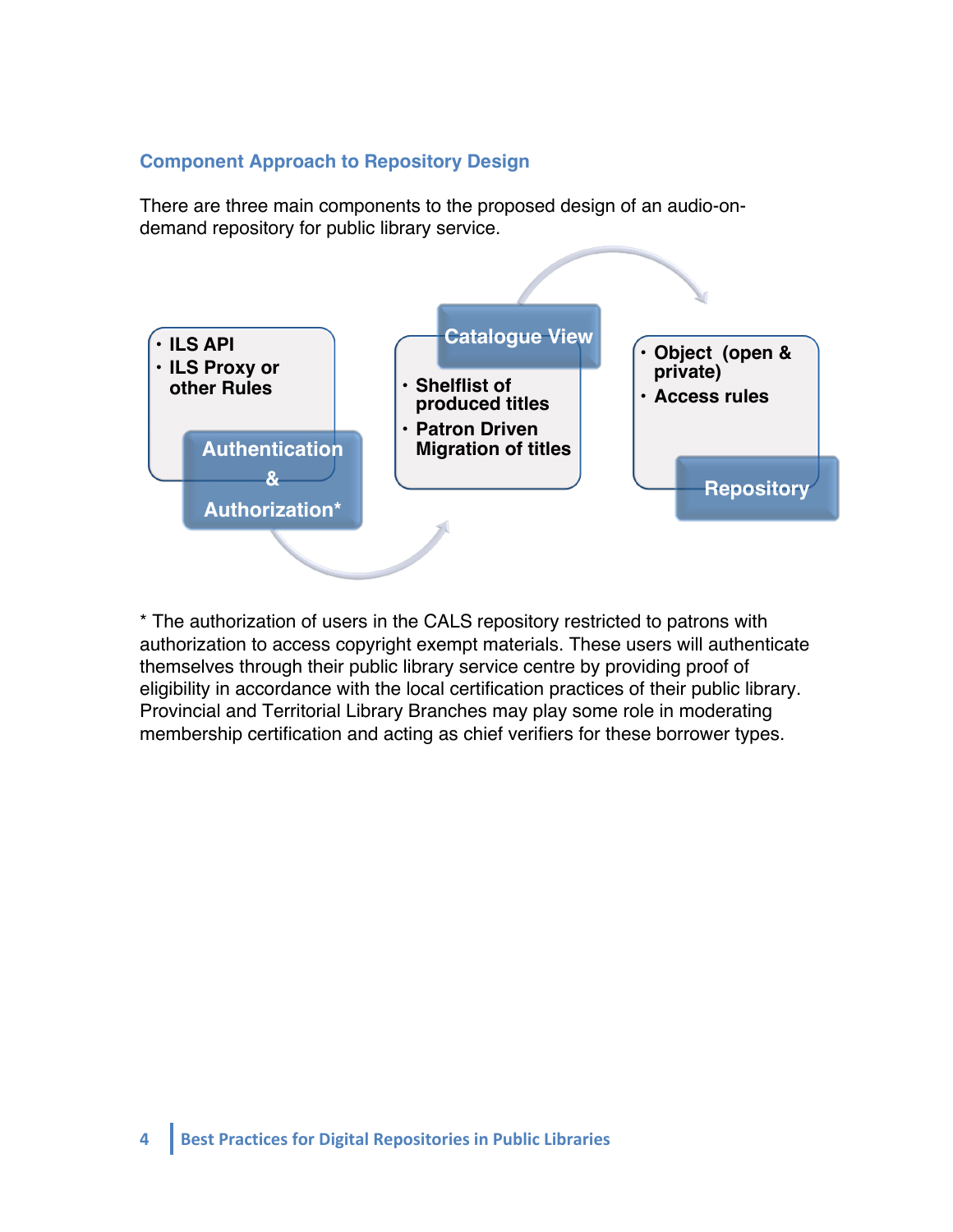### Component Approach to Repository Design

There are three main components to the proposed design of an audio-on-demand repository for public library service.

**Authentication & Authorization***

- ILS API
- ILS Proxy or other Rules

**Catalogue View**

- Shelflist of produced titles
- Patron Driven Migration of titles

**Repository**

- Object (open & private)
- Access rules

* The authorization of users in the CALS repository restricted to patrons with authorization to access copyright exempt materials. These users will authenticate themselves through their public library service centre by providing proof of eligibility in accordance with the local certification practices of their public library. Provincial and Territorial Library Branches may play some role in moderating membership certification and acting as chief verifiers for these borrower types.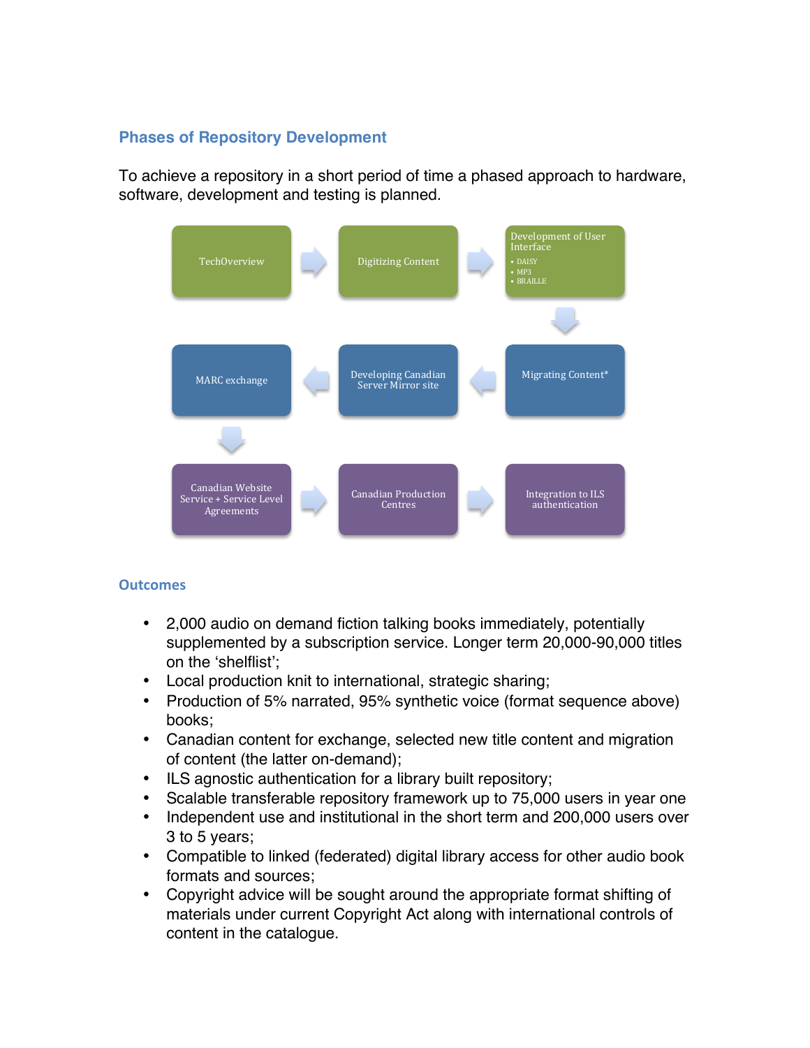## Phases of Repository Development

To achieve a repository in a short period of time a phased approach to hardware, software, development and testing is planned.

TechOverview → Digitizing Content → Development of User Interface
- DAISY
- MP3
- BRAILLE

↓

Migrating Content* → Developing Canadian Server Mirror site → MARC exchange

↓

Canadian Website Service + Service Level Agreements → Canadian Production Centres → Integration to ILS authentication

## Outcomes

- 2,000 audio on demand fiction talking books immediately, potentially supplemented by a subscription service. Longer term 20,000-90,000 titles on the 'shelflist';
- Local production knit to international, strategic sharing;
- Production of 5% narrated, 95% synthetic voice (format sequence above) books;
- Canadian content for exchange, selected new title content and migration of content (the latter on-demand);
- ILS agnostic authentication for a library built repository;
- Scalable transferable repository framework up to 75,000 users in year one
- Independent use and institutional in the short term and 200,000 users over 3 to 5 years;
- Compatible to linked (federated) digital library access for other audio book formats and sources;
- Copyright advice will be sought around the appropriate format shifting of materials under current Copyright Act along with international controls of content in the catalogue.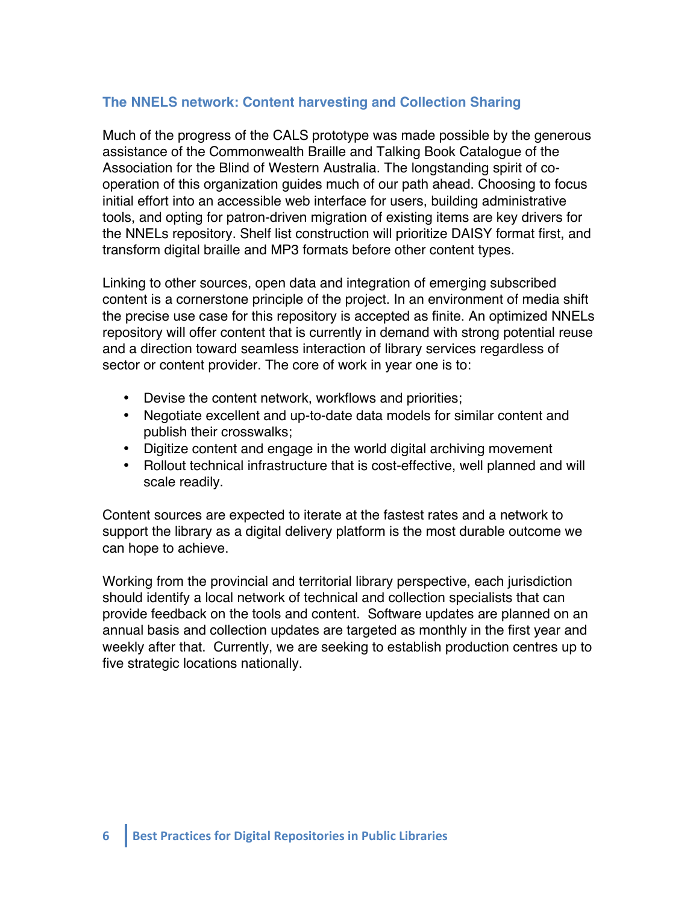### The NNELS network: Content harvesting and Collection Sharing

Much of the progress of the CALS prototype was made possible by the generous assistance of the Commonwealth Braille and Talking Book Catalogue of the Association for the Blind of Western Australia. The longstanding spirit of co-operation of this organization guides much of our path ahead. Choosing to focus initial effort into an accessible web interface for users, building administrative tools, and opting for patron-driven migration of existing items are key drivers for the NNELs repository. Shelf list construction will prioritize DAISY format first, and transform digital braille and MP3 formats before other content types.

Linking to other sources, open data and integration of emerging subscribed content is a cornerstone principle of the project. In an environment of media shift the precise use case for this repository is accepted as finite. An optimized NNELs repository will offer content that is currently in demand with strong potential reuse and a direction toward seamless interaction of library services regardless of sector or content provider. The core of work in year one is to:

- Devise the content network, workflows and priorities;
- Negotiate excellent and up-to-date data models for similar content and publish their crosswalks;
- Digitize content and engage in the world digital archiving movement
- Rollout technical infrastructure that is cost-effective, well planned and will scale readily.

Content sources are expected to iterate at the fastest rates and a network to support the library as a digital delivery platform is the most durable outcome we can hope to achieve.

Working from the provincial and territorial library perspective, each jurisdiction should identify a local network of technical and collection specialists that can provide feedback on the tools and content. Software updates are planned on an annual basis and collection updates are targeted as monthly in the first year and weekly after that. Currently, we are seeking to establish production centres up to five strategic locations nationally.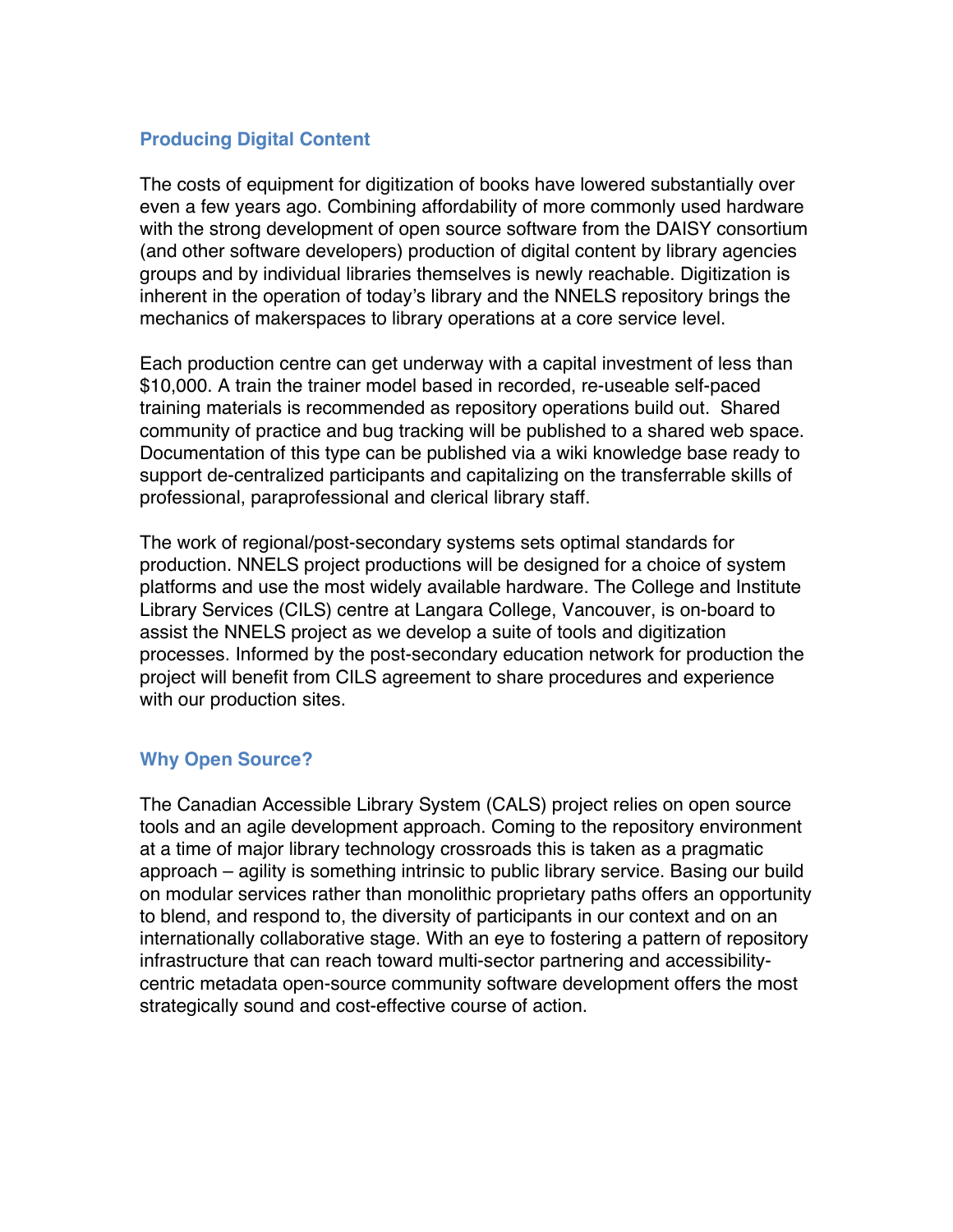## Producing Digital Content

The costs of equipment for digitization of books have lowered substantially over even a few years ago. Combining affordability of more commonly used hardware with the strong development of open source software from the DAISY consortium (and other software developers) production of digital content by library agencies groups and by individual libraries themselves is newly reachable. Digitization is inherent in the operation of today's library and the NNELS repository brings the mechanics of makerspaces to library operations at a core service level.

Each production centre can get underway with a capital investment of less than $10,000. A train the trainer model based in recorded, re-useable self-paced training materials is recommended as repository operations build out. Shared community of practice and bug tracking will be published to a shared web space. Documentation of this type can be published via a wiki knowledge base ready to support de-centralized participants and capitalizing on the transferrable skills of professional, paraprofessional and clerical library staff.

The work of regional/post-secondary systems sets optimal standards for production. NNELS project productions will be designed for a choice of system platforms and use the most widely available hardware. The College and Institute Library Services (CILS) centre at Langara College, Vancouver, is on-board to assist the NNELS project as we develop a suite of tools and digitization processes. Informed by the post-secondary education network for production the project will benefit from CILS agreement to share procedures and experience with our production sites.

## Why Open Source?

The Canadian Accessible Library System (CALS) project relies on open source tools and an agile development approach. Coming to the repository environment at a time of major library technology crossroads this is taken as a pragmatic approach – agility is something intrinsic to public library service. Basing our build on modular services rather than monolithic proprietary paths offers an opportunity to blend, and respond to, the diversity of participants in our context and on an internationally collaborative stage. With an eye to fostering a pattern of repository infrastructure that can reach toward multi-sector partnering and accessibility-centric metadata open-source community software development offers the most strategically sound and cost-effective course of action.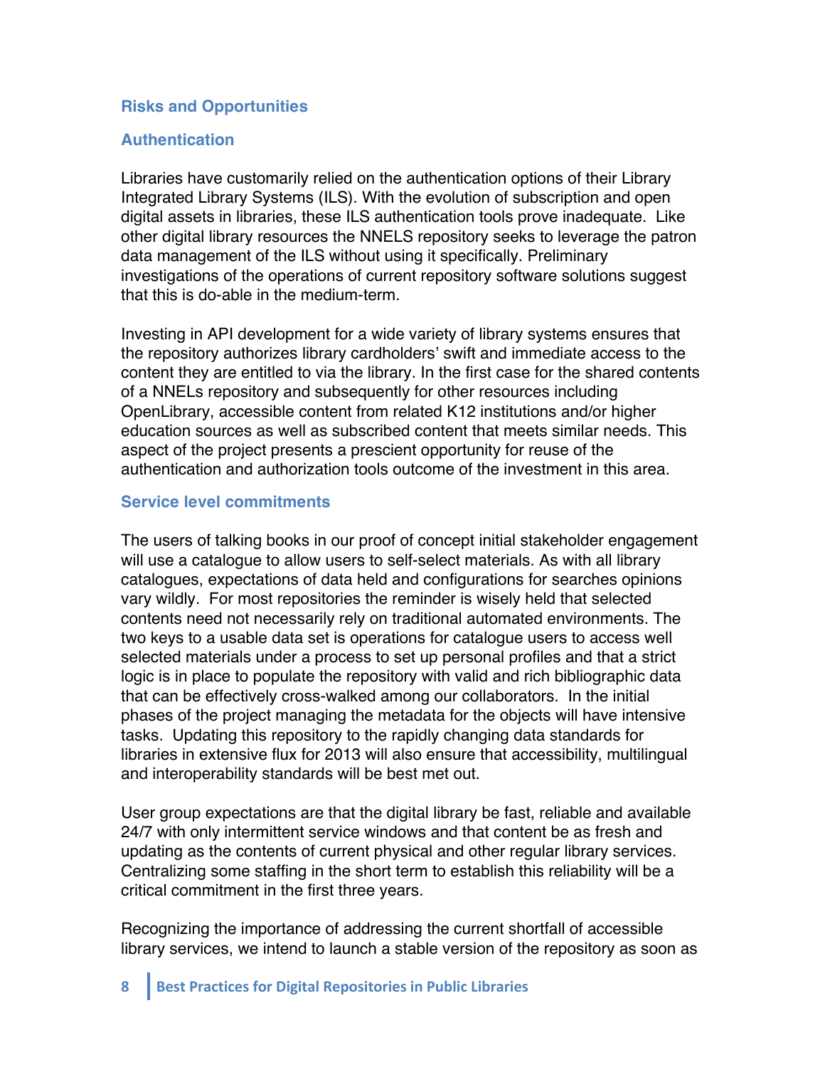## Risks and Opportunities

### Authentication

Libraries have customarily relied on the authentication options of their Library Integrated Library Systems (ILS). With the evolution of subscription and open digital assets in libraries, these ILS authentication tools prove inadequate. Like other digital library resources the NNELS repository seeks to leverage the patron data management of the ILS without using it specifically. Preliminary investigations of the operations of current repository software solutions suggest that this is do-able in the medium-term.

Investing in API development for a wide variety of library systems ensures that the repository authorizes library cardholders' swift and immediate access to the content they are entitled to via the library. In the first case for the shared contents of a NNELs repository and subsequently for other resources including OpenLibrary, accessible content from related K12 institutions and/or higher education sources as well as subscribed content that meets similar needs. This aspect of the project presents a prescient opportunity for reuse of the authentication and authorization tools outcome of the investment in this area.

### Service level commitments

The users of talking books in our proof of concept initial stakeholder engagement will use a catalogue to allow users to self-select materials. As with all library catalogues, expectations of data held and configurations for searches opinions vary wildly. For most repositories the reminder is wisely held that selected contents need not necessarily rely on traditional automated environments. The two keys to a usable data set is operations for catalogue users to access well selected materials under a process to set up personal profiles and that a strict logic is in place to populate the repository with valid and rich bibliographic data that can be effectively cross-walked among our collaborators. In the initial phases of the project managing the metadata for the objects will have intensive tasks. Updating this repository to the rapidly changing data standards for libraries in extensive flux for 2013 will also ensure that accessibility, multilingual and interoperability standards will be best met out.

User group expectations are that the digital library be fast, reliable and available 24/7 with only intermittent service windows and that content be as fresh and updating as the contents of current physical and other regular library services. Centralizing some staffing in the short term to establish this reliability will be a critical commitment in the first three years.

Recognizing the importance of addressing the current shortfall of accessible library services, we intend to launch a stable version of the repository as soon as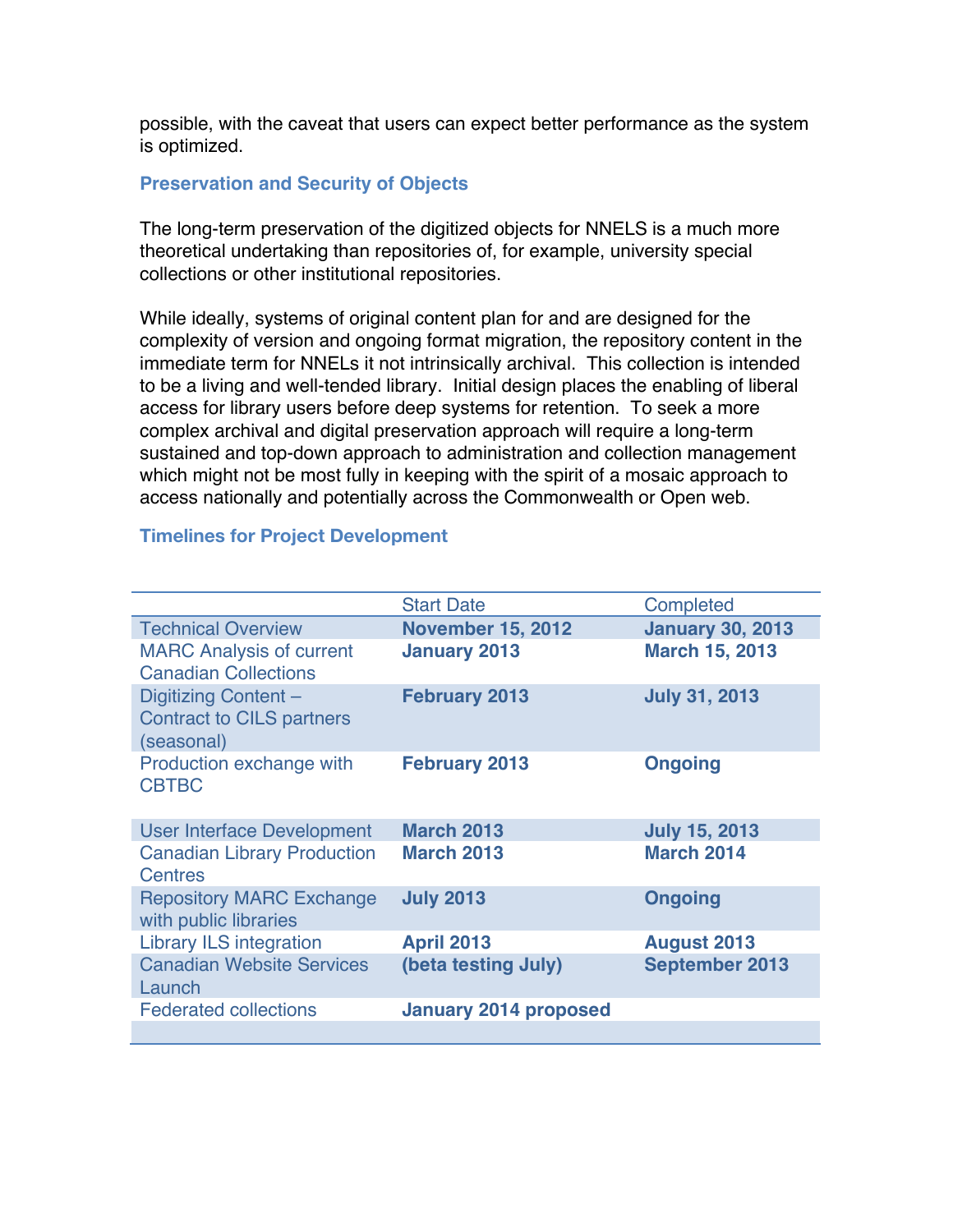possible, with the caveat that users can expect better performance as the system is optimized.

### Preservation and Security of Objects

The long-term preservation of the digitized objects for NNELS is a much more theoretical undertaking than repositories of, for example, university special collections or other institutional repositories.

While ideally, systems of original content plan for and are designed for the complexity of version and ongoing format migration, the repository content in the immediate term for NNELs it not intrinsically archival. This collection is intended to be a living and well-tended library. Initial design places the enabling of liberal access for library users before deep systems for retention. To seek a more complex archival and digital preservation approach will require a long-term sustained and top-down approach to administration and collection management which might not be most fully in keeping with the spirit of a mosaic approach to access nationally and potentially across the Commonwealth or Open web.

### Timelines for Project Development

| | Start Date | Completed |
|---|---|---|
| Technical Overview | **November 15, 2012** | **January 30, 2013** |
| MARC Analysis of current Canadian Collections | **January 2013** | **March 15, 2013** |
| Digitizing Content – Contract to CILS partners (seasonal) | **February 2013** | **July 31, 2013** |
| Production exchange with CBTBC | **February 2013** | **Ongoing** |
| User Interface Development | **March 2013** | **July 15, 2013** |
| Canadian Library Production Centres | **March 2013** | **March 2014** |
| Repository MARC Exchange with public libraries | **July 2013** | **Ongoing** |
| Library ILS integration | **April 2013** | **August 2013** |
| Canadian Website Services Launch | **(beta testing July)** | **September 2013** |
| Federated collections | **January 2014 proposed** | |
| | | |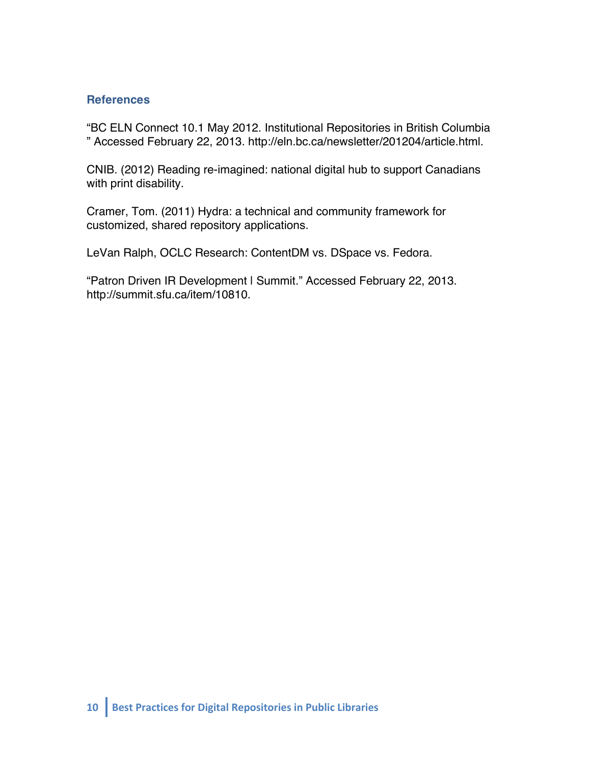## References

"BC ELN Connect 10.1 May 2012. Institutional Repositories in British Columbia " Accessed February 22, 2013. http://eln.bc.ca/newsletter/201204/article.html.

CNIB. (2012) Reading re-imagined: national digital hub to support Canadians with print disability.

Cramer, Tom. (2011) Hydra: a technical and community framework for customized, shared repository applications.

LeVan Ralph, OCLC Research: ContentDM vs. DSpace vs. Fedora.

"Patron Driven IR Development | Summit." Accessed February 22, 2013. http://summit.sfu.ca/item/10810.